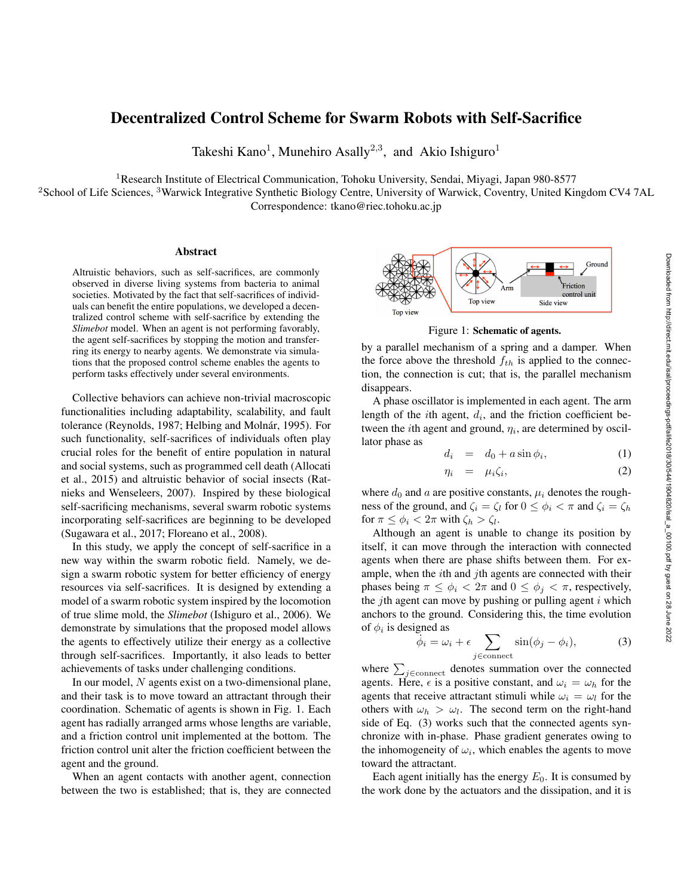# Decentralized Control Scheme for Swarm Robots with Self-Sacrifice

Takeshi Kano[1], Munehiro Asally[2,3], and Akio Ishiguro[1]

[1]Research Institute of Electrical Communication, Tohoku University, Sendai, Miyagi, Japan 980-8577
[2]School of Life Sciences, [3]Warwick Integrative Synthetic Biology Centre, University of Warwick, Coventry, United Kingdom CV4 7AL
Correspondence: tkano@riec.tohoku.ac.jp

## Abstract

Altruistic behaviors, such as self-sacrifices, are commonly observed in diverse living systems from bacteria to animal societies. Motivated by the fact that self-sacrifices of individuals can benefit the entire populations, we developed a decentralized control scheme with self-sacrifice by extending the *Slimebot* model. When an agent is not performing favorably, the agent self-sacrifices by stopping the motion and transferring its energy to nearby agents. We demonstrate via simulations that the proposed control scheme enables the agents to perform tasks effectively under several environments.

Collective behaviors can achieve non-trivial macroscopic functionalities including adaptability, scalability, and fault tolerance (Reynolds, 1987; Helbing and Molnár, 1995). For such functionality, self-sacrifices of individuals often play crucial roles for the benefit of entire population in natural and social systems, such as programmed cell death (Allocati et al., 2015) and altruistic behavior of social insects (Ratnieks and Wenseleers, 2007). Inspired by these biological self-sacrificing mechanisms, several swarm robotic systems incorporating self-sacrifices are beginning to be developed (Sugawara et al., 2017; Floreano et al., 2008).

In this study, we apply the concept of self-sacrifice in a new way within the swarm robotic field. Namely, we design a swarm robotic system for better efficiency of energy resources via self-sacrifices. It is designed by extending a model of a swarm robotic system inspired by the locomotion of true slime mold, the *Slimebot* (Ishiguro et al., 2006). We demonstrate by simulations that the proposed model allows the agents to effectively utilize their energy as a collective through self-sacrifices. Importantly, it also leads to better achievements of tasks under challenging conditions.

In our model, $N$ agents exist on a two-dimensional plane, and their task is to move toward an attractant through their coordination. Schematic of agents is shown in Fig. 1. Each agent has radially arranged arms whose lengths are variable, and a friction control unit implemented at the bottom. The friction control unit alter the friction coefficient between the agent and the ground.

When an agent contacts with another agent, connection between the two is established; that is, they are connected by a parallel mechanism of a spring and a damper. When the force above the threshold $f_{th}$ is applied to the connection, the connection is cut; that is, the parallel mechanism disappears.

Figure 1: **Schematic of agents.**

A phase oscillator is implemented in each agent. The arm length of the $i$th agent, $d_i$, and the friction coefficient between the $i$th agent and ground, $\eta_i$, are determined by oscillator phase as

$$d_i = d_0 + a \sin \phi_i, \tag{1}$$

$$\eta_i = \mu_i \zeta_i, \tag{2}$$

where $d_0$ and $a$ are positive constants, $\mu_i$ denotes the roughness of the ground, and $\zeta_i = \zeta_l$ for $0 \leq \phi_i < \pi$ and $\zeta_i = \zeta_h$ for $\pi \leq \phi_i < 2\pi$ with $\zeta_h > \zeta_l$.

Although an agent is unable to change its position by itself, it can move through the interaction with connected agents when there are phase shifts between them. For example, when the $i$th and $j$th agents are connected with their phases being $\pi \leq \phi_i < 2\pi$ and $0 \leq \phi_j < \pi$, respectively, the $j$th agent can move by pushing or pulling agent $i$ which anchors to the ground. Considering this, the time evolution of $\phi_i$ is designed as

$$\dot{\phi}_i = \omega_i + \epsilon \sum_{j \in \text{connect}} \sin(\phi_j - \phi_i), \tag{3}$$

where $\sum_{j \in \text{connect}}$ denotes summation over the connected agents. Here, $\epsilon$ is a positive constant, and $\omega_i = \omega_h$ for the agents that receive attractant stimuli while $\omega_i = \omega_l$ for the others with $\omega_h > \omega_l$. The second term on the right-hand side of Eq. (3) works such that the connected agents synchronize with in-phase. Phase gradient generates owing to the inhomogeneity of $\omega_i$, which enables the agents to move toward the attractant.

Each agent initially has the energy $E_0$. It is consumed by the work done by the actuators and the dissipation, and it is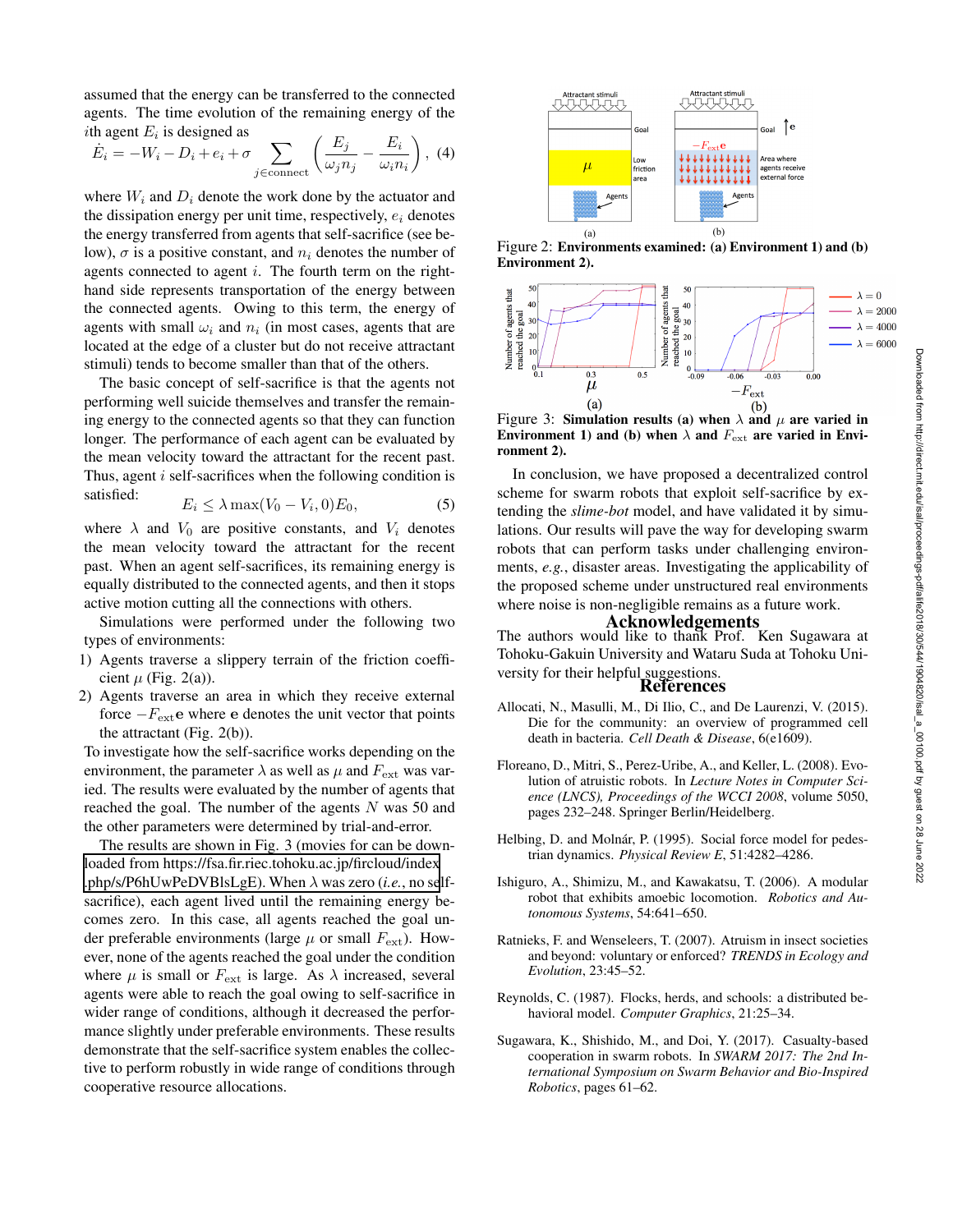assumed that the energy can be transferred to the connected agents. The time evolution of the remaining energy of the $i$th agent $E_i$ is designed as

$$\dot{E}_i = -W_i - D_i + e_i + \sigma \sum_{j \in \text{connect}} \left( \frac{E_j}{\omega_j n_j} - \frac{E_i}{\omega_i n_i} \right), \quad (4)$$

where $W_i$ and $D_i$ denote the work done by the actuator and the dissipation energy per unit time, respectively, $e_i$ denotes the energy transferred from agents that self-sacrifice (see below), $\sigma$ is a positive constant, and $n_i$ denotes the number of agents connected to agent $i$. The fourth term on the right-hand side represents transportation of the energy between the connected agents. Owing to this term, the energy of agents with small $\omega_i$ and $n_i$ (in most cases, agents that are located at the edge of a cluster but do not receive attractant stimuli) tends to become smaller than that of the others.

The basic concept of self-sacrifice is that the agents not performing well suicide themselves and transfer the remaining energy to the connected agents so that they can function longer. The performance of each agent can be evaluated by the mean velocity toward the attractant for the recent past. Thus, agent $i$ self-sacrifices when the following condition is satisfied:

$$E_i \leq \lambda \max(V_0 - V_i, 0) E_0, \quad (5)$$

where $\lambda$ and $V_0$ are positive constants, and $V_i$ denotes the mean velocity toward the attractant for the recent past. When an agent self-sacrifices, its remaining energy is equally distributed to the connected agents, and then it stops active motion cutting all the connections with others.

Simulations were performed under the following two types of environments:

1) Agents traverse a slippery terrain of the friction coefficient $\mu$ (Fig. 2(a)).
2) Agents traverse an area in which they receive external force $-F_{\text{ext}}\mathbf{e}$ where $\mathbf{e}$ denotes the unit vector that points the attractant (Fig. 2(b)).

To investigate how the self-sacrifice works depending on the environment, the parameter $\lambda$ as well as $\mu$ and $F_{\text{ext}}$ was varied. The results were evaluated by the number of agents that reached the goal. The number of the agents $N$ was 50 and the other parameters were determined by trial-and-error.

The results are shown in Fig. 3 (movies for can be downloaded from https://fsa.fir.riec.tohoku.ac.jp/fircloud/index.php/s/P6hUwPeDVBlsLgE). When $\lambda$ was zero (*i.e.*, no self-sacrifice), each agent lived until the remaining energy becomes zero. In this case, all agents reached the goal under preferable environments (large $\mu$ or small $F_{\text{ext}}$). However, none of the agents reached the goal under the condition where $\mu$ is small or $F_{\text{ext}}$ is large. As $\lambda$ increased, several agents were able to reach the goal owing to self-sacrifice in wider range of conditions, although it decreased the performance slightly under preferable environments. These results demonstrate that the self-sacrifice system enables the collective to perform robustly in wide range of conditions through cooperative resource allocations.

Attractant stimuli
Goal
$\mu$
Low friction area
Agents
(a)

Attractant stimuli
Goal
e
$-F_{\text{ext}}\mathbf{e}$
Area where agents receive external force
Agents
(b)

Figure 2: **Environments examined: (a) Environment 1) and (b) Environment 2).**

Number of agents that reached the goal
50 40 30 20 10 0
0.1 0.3 0.5
$\mu$
(a)

Number of agents that reached the goal
50 40 30 20 10 0
-0.09 -0.06 -0.03 0.00
$-F_{\text{ext}}$
(b)

$\lambda = 0$
$\lambda = 2000$
$\lambda = 4000$
$\lambda = 6000$

Figure 3: **Simulation results (a) when $\lambda$ and $\mu$ are varied in Environment 1) and (b) when $\lambda$ and $F_{\text{ext}}$ are varied in Environment 2).**

In conclusion, we have proposed a decentralized control scheme for swarm robots that exploit self-sacrifice by extending the *slime-bot* model, and have validated it by simulations. Our results will pave the way for developing swarm robots that can perform tasks under challenging environments, *e.g.*, disaster areas. Investigating the applicability of the proposed scheme under unstructured real environments where noise is non-negligible remains as a future work.

## Acknowledgements

The authors would like to thank Prof. Ken Sugawara at Tohoku-Gakuin University and Wataru Suda at Tohoku University for their helpful suggestions.

## References

Allocati, N., Masulli, M., Di Ilio, C., and De Laurenzi, V. (2015). Die for the community: an overview of programmed cell death in bacteria. *Cell Death & Disease*, 6(e1609).

Floreano, D., Mitri, S., Perez-Uribe, A., and Keller, L. (2008). Evolution of atruistic robots. In *Lecture Notes in Computer Science (LNCS), Proceedings of the WCCI 2008*, volume 5050, pages 232–248. Springer Berlin/Heidelberg.

Helbing, D. and Molnár, P. (1995). Social force model for pedestrian dynamics. *Physical Review E*, 51:4282–4286.

Ishiguro, A., Shimizu, M., and Kawakatsu, T. (2006). A modular robot that exhibits amoebic locomotion. *Robotics and Autonomous Systems*, 54:641–650.

Ratnieks, F. and Wenseleers, T. (2007). Atruism in insect societies and beyond: voluntary or enforced? *TRENDS in Ecology and Evolution*, 23:45–52.

Reynolds, C. (1987). Flocks, herds, and schools: a distributed behavioral model. *Computer Graphics*, 21:25–34.

Sugawara, K., Shishido, M., and Doi, Y. (2017). Casualty-based cooperation in swarm robots. In *SWARM 2017: The 2nd International Symposium on Swarm Behavior and Bio-Inspired Robotics*, pages 61–62.